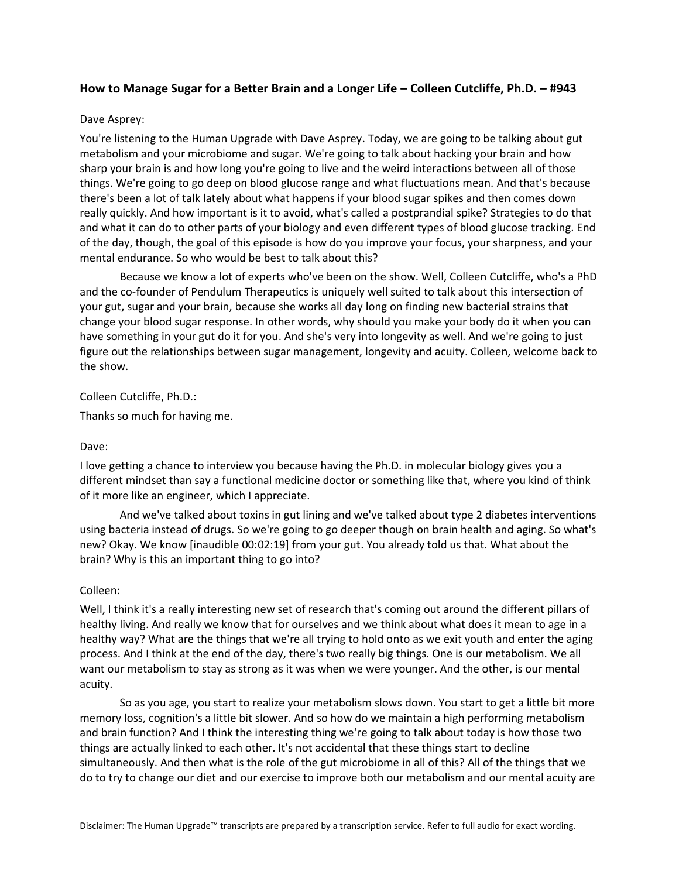**How to Manage Sugar for a Better Brain and a Longer Life – Colleen Cutcliffe, Ph.D. – #943**

Dave Asprey:

You're listening to the Human Upgrade with Dave Asprey. Today, we are going to be talking about gut metabolism and your microbiome and sugar. We're going to talk about hacking your brain and how sharp your brain is and how long you're going to live and the weird interactions between all of those things. We're going to go deep on blood glucose range and what fluctuations mean. And that's because there's been a lot of talk lately about what happens if your blood sugar spikes and then comes down really quickly. And how important is it to avoid, what's called a postprandial spike? Strategies to do that and what it can do to other parts of your biology and even different types of blood glucose tracking. End of the day, though, the goal of this episode is how do you improve your focus, your sharpness, and your mental endurance. So who would be best to talk about this?

Because we know a lot of experts who've been on the show. Well, Colleen Cutcliffe, who's a PhD and the co-founder of Pendulum Therapeutics is uniquely well suited to talk about this intersection of your gut, sugar and your brain, because she works all day long on finding new bacterial strains that change your blood sugar response. In other words, why should you make your body do it when you can have something in your gut do it for you. And she's very into longevity as well. And we're going to just figure out the relationships between sugar management, longevity and acuity. Colleen, welcome back to the show.

Colleen Cutcliffe, Ph.D.:

Thanks so much for having me.

Dave:

I love getting a chance to interview you because having the Ph.D. in molecular biology gives you a different mindset than say a functional medicine doctor or something like that, where you kind of think of it more like an engineer, which I appreciate.

And we've talked about toxins in gut lining and we've talked about type 2 diabetes interventions using bacteria instead of drugs. So we're going to go deeper though on brain health and aging. So what's new? Okay. We know [inaudible 00:02:19] from your gut. You already told us that. What about the brain? Why is this an important thing to go into?

Colleen:

Well, I think it's a really interesting new set of research that's coming out around the different pillars of healthy living. And really we know that for ourselves and we think about what does it mean to age in a healthy way? What are the things that we're all trying to hold onto as we exit youth and enter the aging process. And I think at the end of the day, there's two really big things. One is our metabolism. We all want our metabolism to stay as strong as it was when we were younger. And the other, is our mental acuity.

So as you age, you start to realize your metabolism slows down. You start to get a little bit more memory loss, cognition's a little bit slower. And so how do we maintain a high performing metabolism and brain function? And I think the interesting thing we're going to talk about today is how those two things are actually linked to each other. It's not accidental that these things start to decline simultaneously. And then what is the role of the gut microbiome in all of this? All of the things that we do to try to change our diet and our exercise to improve both our metabolism and our mental acuity are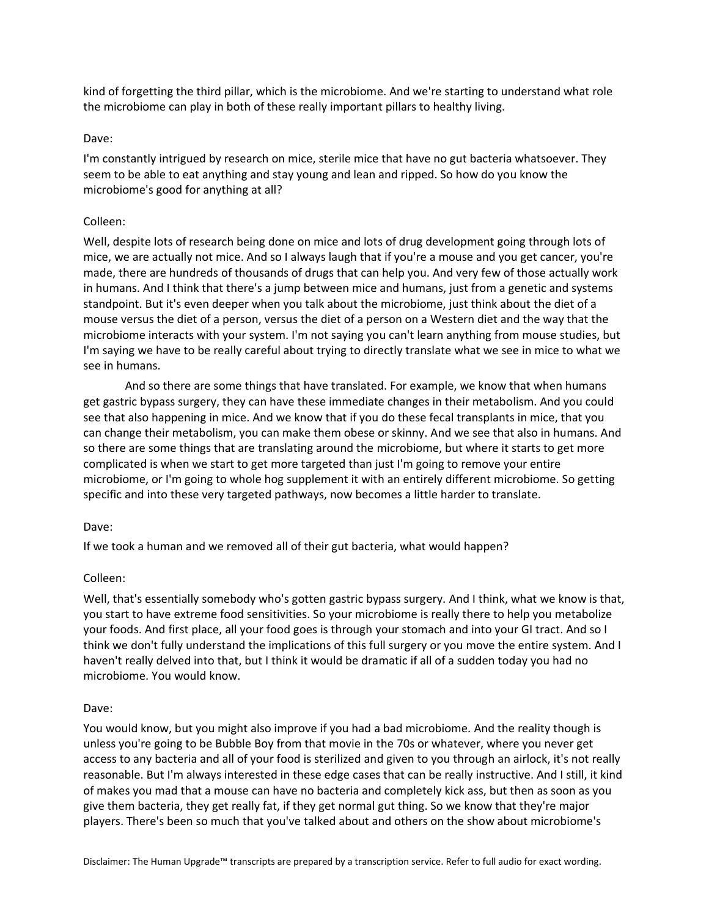kind of forgetting the third pillar, which is the microbiome. And we're starting to understand what role the microbiome can play in both of these really important pillars to healthy living.

Dave:

I'm constantly intrigued by research on mice, sterile mice that have no gut bacteria whatsoever. They seem to be able to eat anything and stay young and lean and ripped. So how do you know the microbiome's good for anything at all?

Colleen:

Well, despite lots of research being done on mice and lots of drug development going through lots of mice, we are actually not mice. And so I always laugh that if you're a mouse and you get cancer, you're made, there are hundreds of thousands of drugs that can help you. And very few of those actually work in humans. And I think that there's a jump between mice and humans, just from a genetic and systems standpoint. But it's even deeper when you talk about the microbiome, just think about the diet of a mouse versus the diet of a person, versus the diet of a person on a Western diet and the way that the microbiome interacts with your system. I'm not saying you can't learn anything from mouse studies, but I'm saying we have to be really careful about trying to directly translate what we see in mice to what we see in humans.

And so there are some things that have translated. For example, we know that when humans get gastric bypass surgery, they can have these immediate changes in their metabolism. And you could see that also happening in mice. And we know that if you do these fecal transplants in mice, that you can change their metabolism, you can make them obese or skinny. And we see that also in humans. And so there are some things that are translating around the microbiome, but where it starts to get more complicated is when we start to get more targeted than just I'm going to remove your entire microbiome, or I'm going to whole hog supplement it with an entirely different microbiome. So getting specific and into these very targeted pathways, now becomes a little harder to translate.

Dave:

If we took a human and we removed all of their gut bacteria, what would happen?

Colleen:

Well, that's essentially somebody who's gotten gastric bypass surgery. And I think, what we know is that, you start to have extreme food sensitivities. So your microbiome is really there to help you metabolize your foods. And first place, all your food goes is through your stomach and into your GI tract. And so I think we don't fully understand the implications of this full surgery or you move the entire system. And I haven't really delved into that, but I think it would be dramatic if all of a sudden today you had no microbiome. You would know.

Dave:

You would know, but you might also improve if you had a bad microbiome. And the reality though is unless you're going to be Bubble Boy from that movie in the 70s or whatever, where you never get access to any bacteria and all of your food is sterilized and given to you through an airlock, it's not really reasonable. But I'm always interested in these edge cases that can be really instructive. And I still, it kind of makes you mad that a mouse can have no bacteria and completely kick ass, but then as soon as you give them bacteria, they get really fat, if they get normal gut thing. So we know that they're major players. There's been so much that you've talked about and others on the show about microbiome's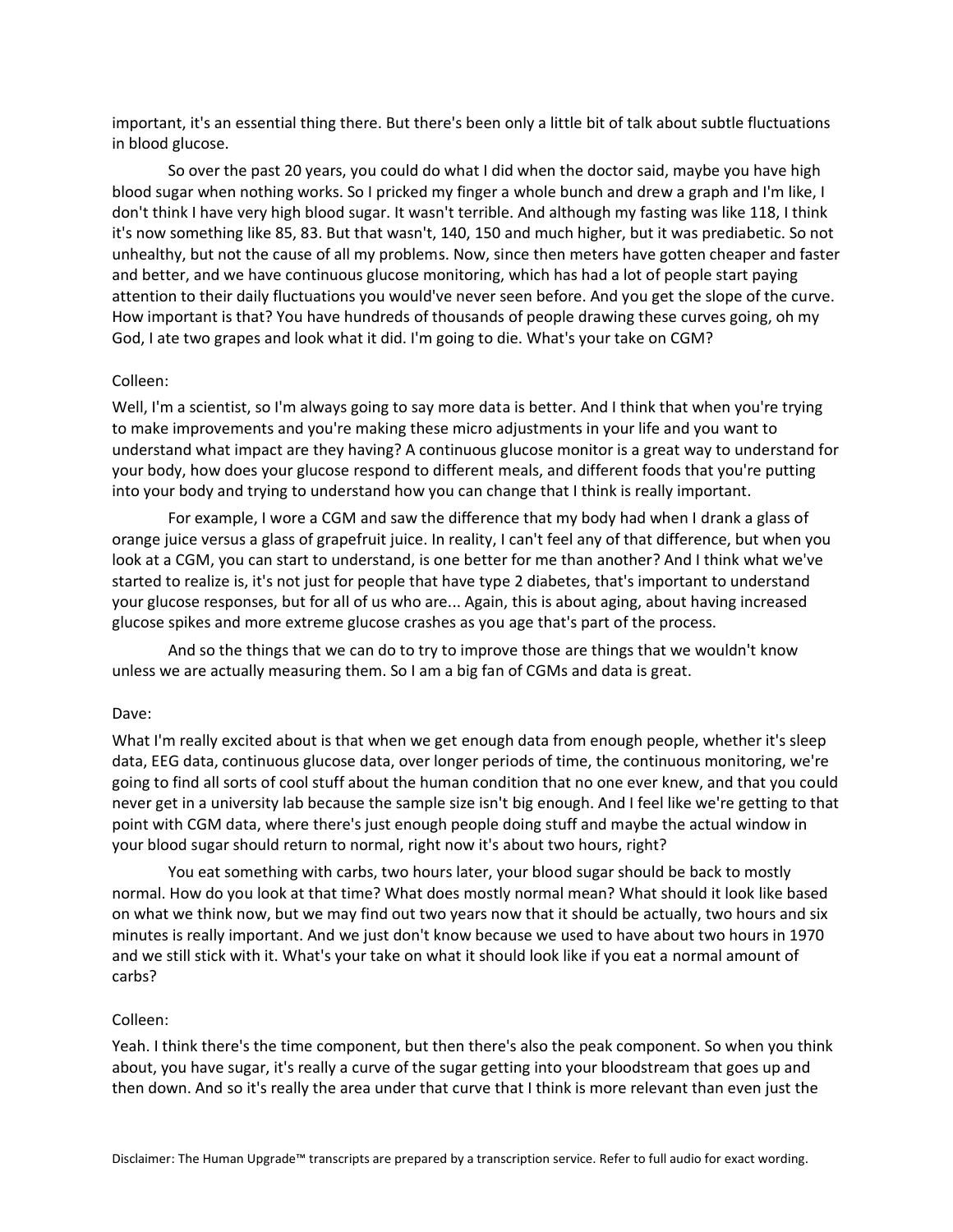important, it's an essential thing there. But there's been only a little bit of talk about subtle fluctuations in blood glucose.

So over the past 20 years, you could do what I did when the doctor said, maybe you have high blood sugar when nothing works. So I pricked my finger a whole bunch and drew a graph and I'm like, I don't think I have very high blood sugar. It wasn't terrible. And although my fasting was like 118, I think it's now something like 85, 83. But that wasn't, 140, 150 and much higher, but it was prediabetic. So not unhealthy, but not the cause of all my problems. Now, since then meters have gotten cheaper and faster and better, and we have continuous glucose monitoring, which has had a lot of people start paying attention to their daily fluctuations you would've never seen before. And you get the slope of the curve. How important is that? You have hundreds of thousands of people drawing these curves going, oh my God, I ate two grapes and look what it did. I'm going to die. What's your take on CGM?

Colleen:

Well, I'm a scientist, so I'm always going to say more data is better. And I think that when you're trying to make improvements and you're making these micro adjustments in your life and you want to understand what impact are they having? A continuous glucose monitor is a great way to understand for your body, how does your glucose respond to different meals, and different foods that you're putting into your body and trying to understand how you can change that I think is really important.

For example, I wore a CGM and saw the difference that my body had when I drank a glass of orange juice versus a glass of grapefruit juice. In reality, I can't feel any of that difference, but when you look at a CGM, you can start to understand, is one better for me than another? And I think what we've started to realize is, it's not just for people that have type 2 diabetes, that's important to understand your glucose responses, but for all of us who are... Again, this is about aging, about having increased glucose spikes and more extreme glucose crashes as you age that's part of the process.

And so the things that we can do to try to improve those are things that we wouldn't know unless we are actually measuring them. So I am a big fan of CGMs and data is great.

Dave:

What I'm really excited about is that when we get enough data from enough people, whether it's sleep data, EEG data, continuous glucose data, over longer periods of time, the continuous monitoring, we're going to find all sorts of cool stuff about the human condition that no one ever knew, and that you could never get in a university lab because the sample size isn't big enough. And I feel like we're getting to that point with CGM data, where there's just enough people doing stuff and maybe the actual window in your blood sugar should return to normal, right now it's about two hours, right?

You eat something with carbs, two hours later, your blood sugar should be back to mostly normal. How do you look at that time? What does mostly normal mean? What should it look like based on what we think now, but we may find out two years now that it should be actually, two hours and six minutes is really important. And we just don't know because we used to have about two hours in 1970 and we still stick with it. What's your take on what it should look like if you eat a normal amount of carbs?

Colleen:

Yeah. I think there's the time component, but then there's also the peak component. So when you think about, you have sugar, it's really a curve of the sugar getting into your bloodstream that goes up and then down. And so it's really the area under that curve that I think is more relevant than even just the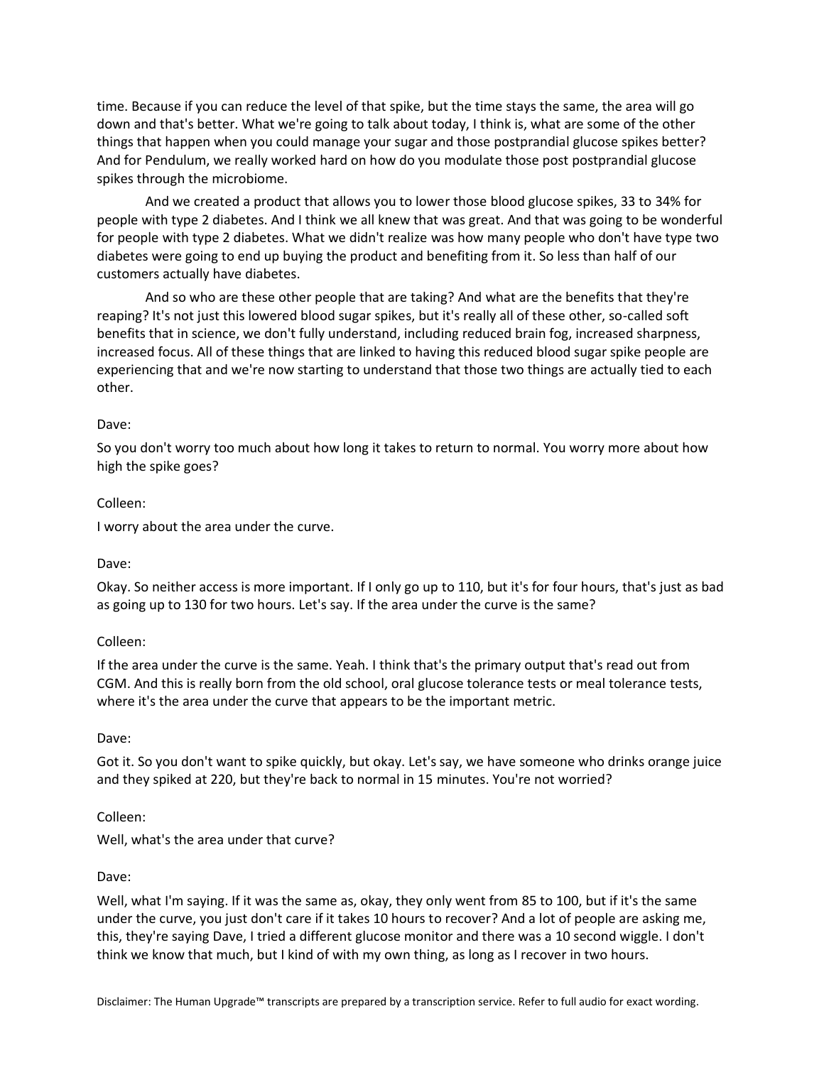time. Because if you can reduce the level of that spike, but the time stays the same, the area will go down and that's better. What we're going to talk about today, I think is, what are some of the other things that happen when you could manage your sugar and those postprandial glucose spikes better? And for Pendulum, we really worked hard on how do you modulate those post postprandial glucose spikes through the microbiome.

And we created a product that allows you to lower those blood glucose spikes, 33 to 34% for people with type 2 diabetes. And I think we all knew that was great. And that was going to be wonderful for people with type 2 diabetes. What we didn't realize was how many people who don't have type two diabetes were going to end up buying the product and benefiting from it. So less than half of our customers actually have diabetes.

And so who are these other people that are taking? And what are the benefits that they're reaping? It's not just this lowered blood sugar spikes, but it's really all of these other, so-called soft benefits that in science, we don't fully understand, including reduced brain fog, increased sharpness, increased focus. All of these things that are linked to having this reduced blood sugar spike people are experiencing that and we're now starting to understand that those two things are actually tied to each other.

Dave:

So you don't worry too much about how long it takes to return to normal. You worry more about how high the spike goes?

Colleen:

I worry about the area under the curve.

Dave:

Okay. So neither access is more important. If I only go up to 110, but it's for four hours, that's just as bad as going up to 130 for two hours. Let's say. If the area under the curve is the same?

Colleen:

If the area under the curve is the same. Yeah. I think that's the primary output that's read out from CGM. And this is really born from the old school, oral glucose tolerance tests or meal tolerance tests, where it's the area under the curve that appears to be the important metric.

Dave:

Got it. So you don't want to spike quickly, but okay. Let's say, we have someone who drinks orange juice and they spiked at 220, but they're back to normal in 15 minutes. You're not worried?

Colleen:

Well, what's the area under that curve?

Dave:

Well, what I'm saying. If it was the same as, okay, they only went from 85 to 100, but if it's the same under the curve, you just don't care if it takes 10 hours to recover? And a lot of people are asking me, this, they're saying Dave, I tried a different glucose monitor and there was a 10 second wiggle. I don't think we know that much, but I kind of with my own thing, as long as I recover in two hours.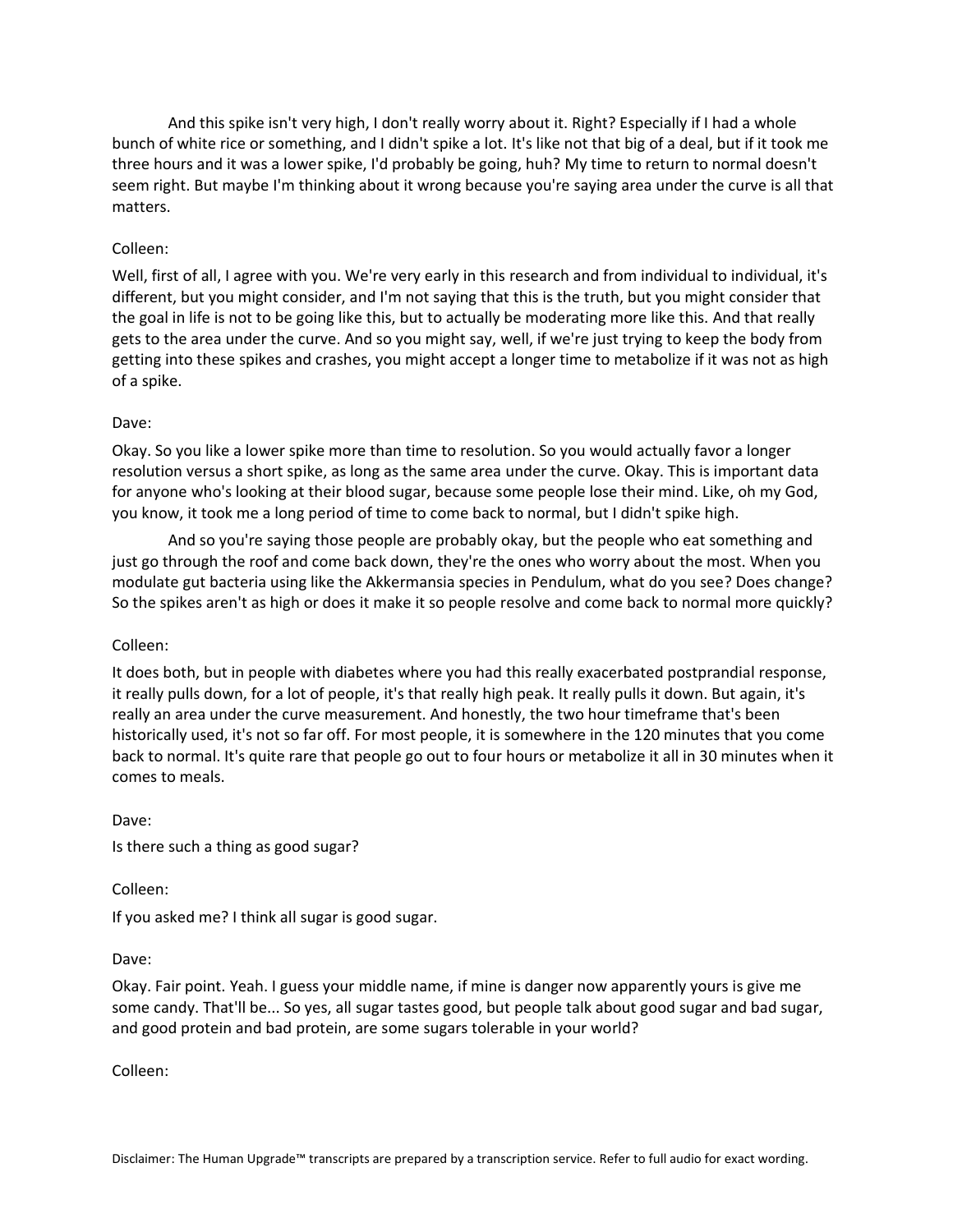And this spike isn't very high, I don't really worry about it. Right? Especially if I had a whole bunch of white rice or something, and I didn't spike a lot. It's like not that big of a deal, but if it took me three hours and it was a lower spike, I'd probably be going, huh? My time to return to normal doesn't seem right. But maybe I'm thinking about it wrong because you're saying area under the curve is all that matters.

Colleen:

Well, first of all, I agree with you. We're very early in this research and from individual to individual, it's different, but you might consider, and I'm not saying that this is the truth, but you might consider that the goal in life is not to be going like this, but to actually be moderating more like this. And that really gets to the area under the curve. And so you might say, well, if we're just trying to keep the body from getting into these spikes and crashes, you might accept a longer time to metabolize if it was not as high of a spike.

Dave:

Okay. So you like a lower spike more than time to resolution. So you would actually favor a longer resolution versus a short spike, as long as the same area under the curve. Okay. This is important data for anyone who's looking at their blood sugar, because some people lose their mind. Like, oh my God, you know, it took me a long period of time to come back to normal, but I didn't spike high.

And so you're saying those people are probably okay, but the people who eat something and just go through the roof and come back down, they're the ones who worry about the most. When you modulate gut bacteria using like the Akkermansia species in Pendulum, what do you see? Does change? So the spikes aren't as high or does it make it so people resolve and come back to normal more quickly?

Colleen:

It does both, but in people with diabetes where you had this really exacerbated postprandial response, it really pulls down, for a lot of people, it's that really high peak. It really pulls it down. But again, it's really an area under the curve measurement. And honestly, the two hour timeframe that's been historically used, it's not so far off. For most people, it is somewhere in the 120 minutes that you come back to normal. It's quite rare that people go out to four hours or metabolize it all in 30 minutes when it comes to meals.

Dave:

Is there such a thing as good sugar?

Colleen:

If you asked me? I think all sugar is good sugar.

Dave:

Okay. Fair point. Yeah. I guess your middle name, if mine is danger now apparently yours is give me some candy. That'll be... So yes, all sugar tastes good, but people talk about good sugar and bad sugar, and good protein and bad protein, are some sugars tolerable in your world?

Colleen:

Disclaimer: The Human Upgrade™ transcripts are prepared by a transcription service. Refer to full audio for exact wording.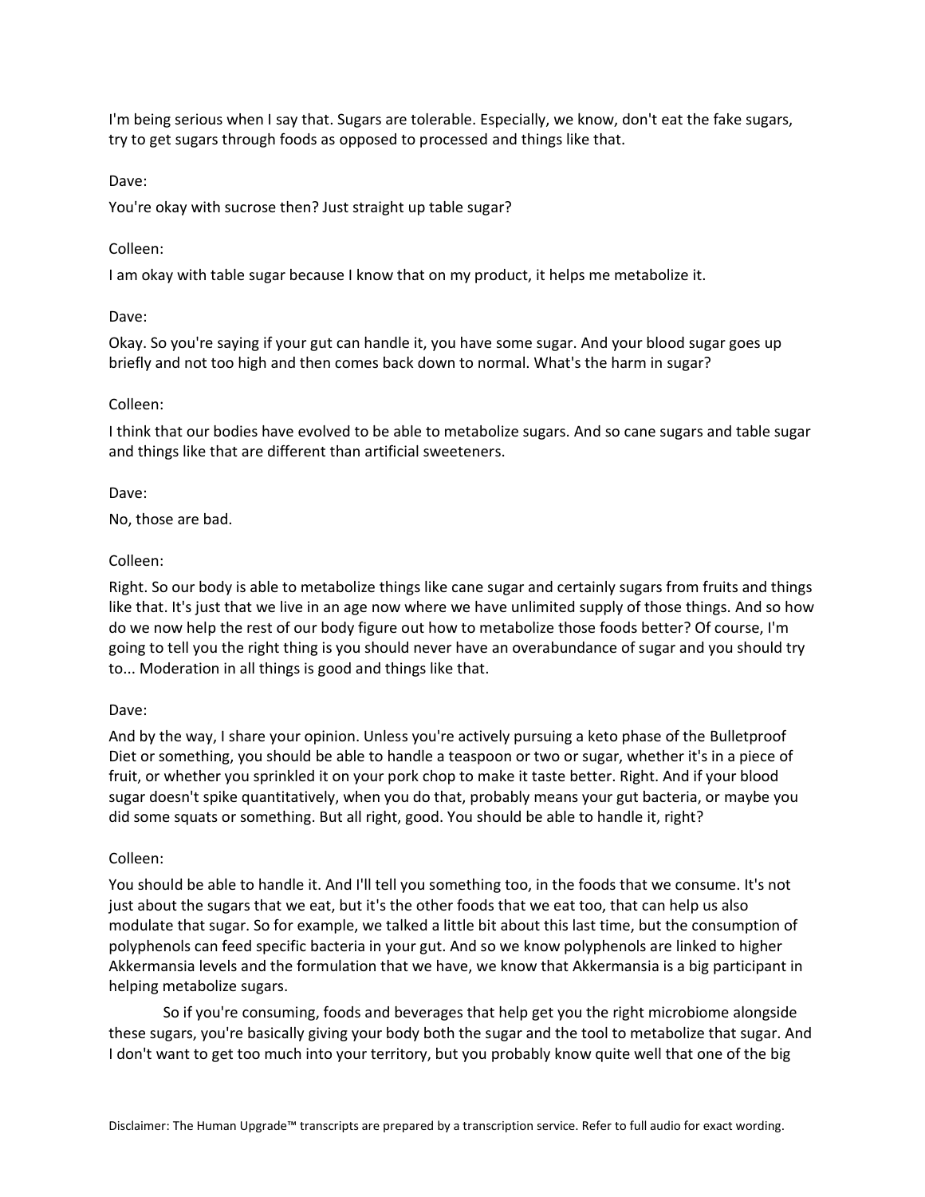I'm being serious when I say that. Sugars are tolerable. Especially, we know, don't eat the fake sugars, try to get sugars through foods as opposed to processed and things like that.

Dave:

You're okay with sucrose then? Just straight up table sugar?

Colleen:

I am okay with table sugar because I know that on my product, it helps me metabolize it.

Dave:

Okay. So you're saying if your gut can handle it, you have some sugar. And your blood sugar goes up briefly and not too high and then comes back down to normal. What's the harm in sugar?

Colleen:

I think that our bodies have evolved to be able to metabolize sugars. And so cane sugars and table sugar and things like that are different than artificial sweeteners.

Dave:

No, those are bad.

Colleen:

Right. So our body is able to metabolize things like cane sugar and certainly sugars from fruits and things like that. It's just that we live in an age now where we have unlimited supply of those things. And so how do we now help the rest of our body figure out how to metabolize those foods better? Of course, I'm going to tell you the right thing is you should never have an overabundance of sugar and you should try to... Moderation in all things is good and things like that.

Dave:

And by the way, I share your opinion. Unless you're actively pursuing a keto phase of the Bulletproof Diet or something, you should be able to handle a teaspoon or two or sugar, whether it's in a piece of fruit, or whether you sprinkled it on your pork chop to make it taste better. Right. And if your blood sugar doesn't spike quantitatively, when you do that, probably means your gut bacteria, or maybe you did some squats or something. But all right, good. You should be able to handle it, right?

Colleen:

You should be able to handle it. And I'll tell you something too, in the foods that we consume. It's not just about the sugars that we eat, but it's the other foods that we eat too, that can help us also modulate that sugar. So for example, we talked a little bit about this last time, but the consumption of polyphenols can feed specific bacteria in your gut. And so we know polyphenols are linked to higher Akkermansia levels and the formulation that we have, we know that Akkermansia is a big participant in helping metabolize sugars.

So if you're consuming, foods and beverages that help get you the right microbiome alongside these sugars, you're basically giving your body both the sugar and the tool to metabolize that sugar. And I don't want to get too much into your territory, but you probably know quite well that one of the big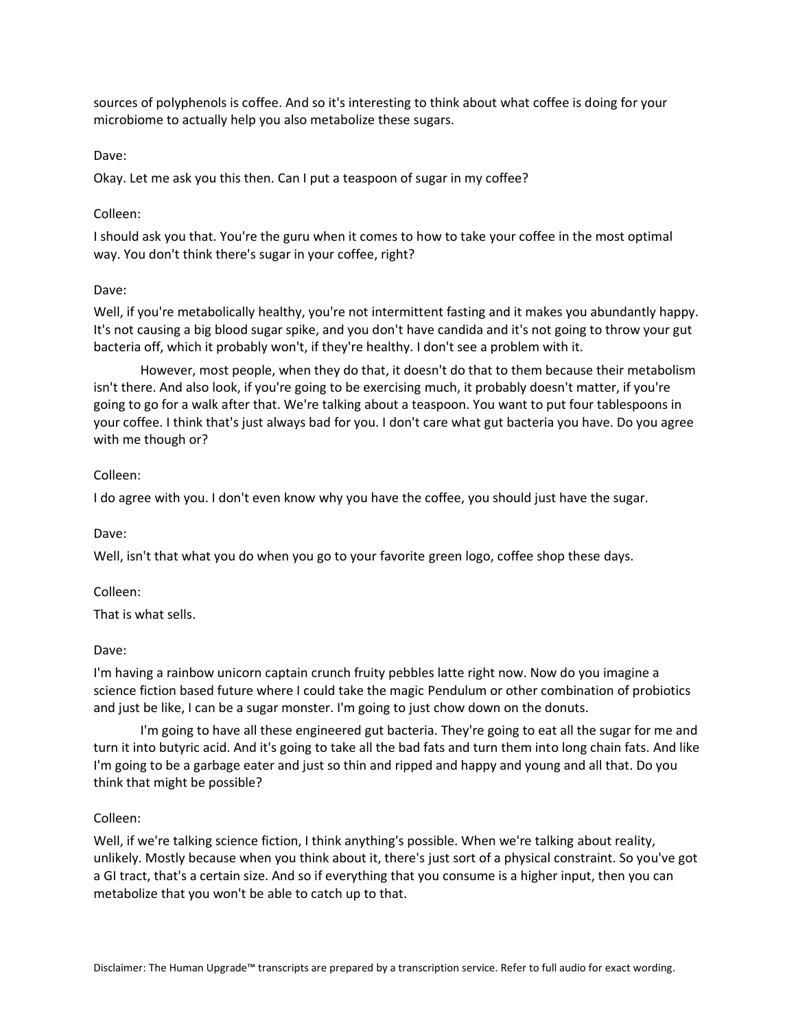sources of polyphenols is coffee. And so it's interesting to think about what coffee is doing for your microbiome to actually help you also metabolize these sugars.

Dave:

Okay. Let me ask you this then. Can I put a teaspoon of sugar in my coffee?

Colleen:

I should ask you that. You're the guru when it comes to how to take your coffee in the most optimal way. You don't think there's sugar in your coffee, right?

Dave:

Well, if you're metabolically healthy, you're not intermittent fasting and it makes you abundantly happy. It's not causing a big blood sugar spike, and you don't have candida and it's not going to throw your gut bacteria off, which it probably won't, if they're healthy. I don't see a problem with it.

However, most people, when they do that, it doesn't do that to them because their metabolism isn't there. And also look, if you're going to be exercising much, it probably doesn't matter, if you're going to go for a walk after that. We're talking about a teaspoon. You want to put four tablespoons in your coffee. I think that's just always bad for you. I don't care what gut bacteria you have. Do you agree with me though or?

Colleen:

I do agree with you. I don't even know why you have the coffee, you should just have the sugar.

Dave:

Well, isn't that what you do when you go to your favorite green logo, coffee shop these days.

Colleen:

That is what sells.

Dave:

I'm having a rainbow unicorn captain crunch fruity pebbles latte right now. Now do you imagine a science fiction based future where I could take the magic Pendulum or other combination of probiotics and just be like, I can be a sugar monster. I'm going to just chow down on the donuts.

I'm going to have all these engineered gut bacteria. They're going to eat all the sugar for me and turn it into butyric acid. And it's going to take all the bad fats and turn them into long chain fats. And like I'm going to be a garbage eater and just so thin and ripped and happy and young and all that. Do you think that might be possible?

Colleen:

Well, if we're talking science fiction, I think anything's possible. When we're talking about reality, unlikely. Mostly because when you think about it, there's just sort of a physical constraint. So you've got a GI tract, that's a certain size. And so if everything that you consume is a higher input, then you can metabolize that you won't be able to catch up to that.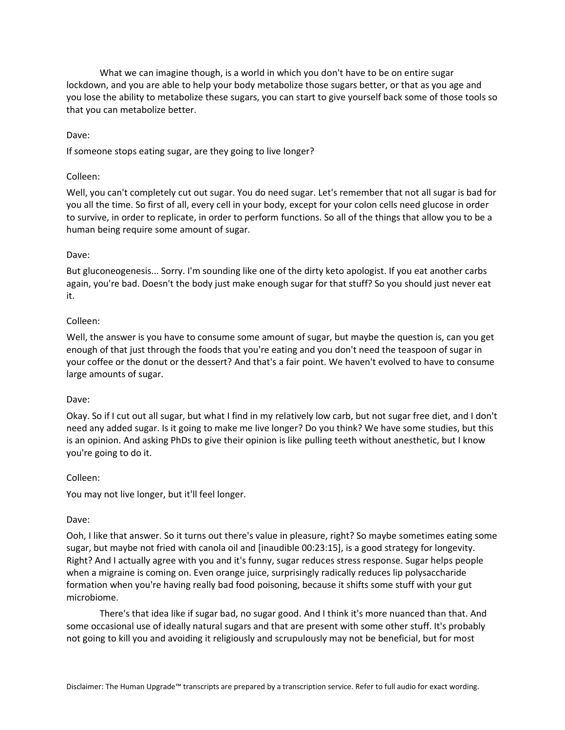What we can imagine though, is a world in which you don't have to be on entire sugar lockdown, and you are able to help your body metabolize those sugars better, or that as you age and you lose the ability to metabolize these sugars, you can start to give yourself back some of those tools so that you can metabolize better.

Dave:

If someone stops eating sugar, are they going to live longer?

Colleen:

Well, you can't completely cut out sugar. You do need sugar. Let's remember that not all sugar is bad for you all the time. So first of all, every cell in your body, except for your colon cells need glucose in order to survive, in order to replicate, in order to perform functions. So all of the things that allow you to be a human being require some amount of sugar.

Dave:

But gluconeogenesis... Sorry. I'm sounding like one of the dirty keto apologist. If you eat another carbs again, you're bad. Doesn't the body just make enough sugar for that stuff? So you should just never eat it.

Colleen:

Well, the answer is you have to consume some amount of sugar, but maybe the question is, can you get enough of that just through the foods that you're eating and you don't need the teaspoon of sugar in your coffee or the donut or the dessert? And that's a fair point. We haven't evolved to have to consume large amounts of sugar.

Dave:

Okay. So if I cut out all sugar, but what I find in my relatively low carb, but not sugar free diet, and I don't need any added sugar. Is it going to make me live longer? Do you think? We have some studies, but this is an opinion. And asking PhDs to give their opinion is like pulling teeth without anesthetic, but I know you're going to do it.

Colleen:

You may not live longer, but it'll feel longer.

Dave:

Ooh, I like that answer. So it turns out there's value in pleasure, right? So maybe sometimes eating some sugar, but maybe not fried with canola oil and [inaudible 00:23:15], is a good strategy for longevity. Right? And I actually agree with you and it's funny, sugar reduces stress response. Sugar helps people when a migraine is coming on. Even orange juice, surprisingly radically reduces lip polysaccharide formation when you're having really bad food poisoning, because it shifts some stuff with your gut microbiome.

There's that idea like if sugar bad, no sugar good. And I think it's more nuanced than that. And some occasional use of ideally natural sugars and that are present with some other stuff. It's probably not going to kill you and avoiding it religiously and scrupulously may not be beneficial, but for most

Disclaimer: The Human Upgrade™ transcripts are prepared by a transcription service. Refer to full audio for exact wording.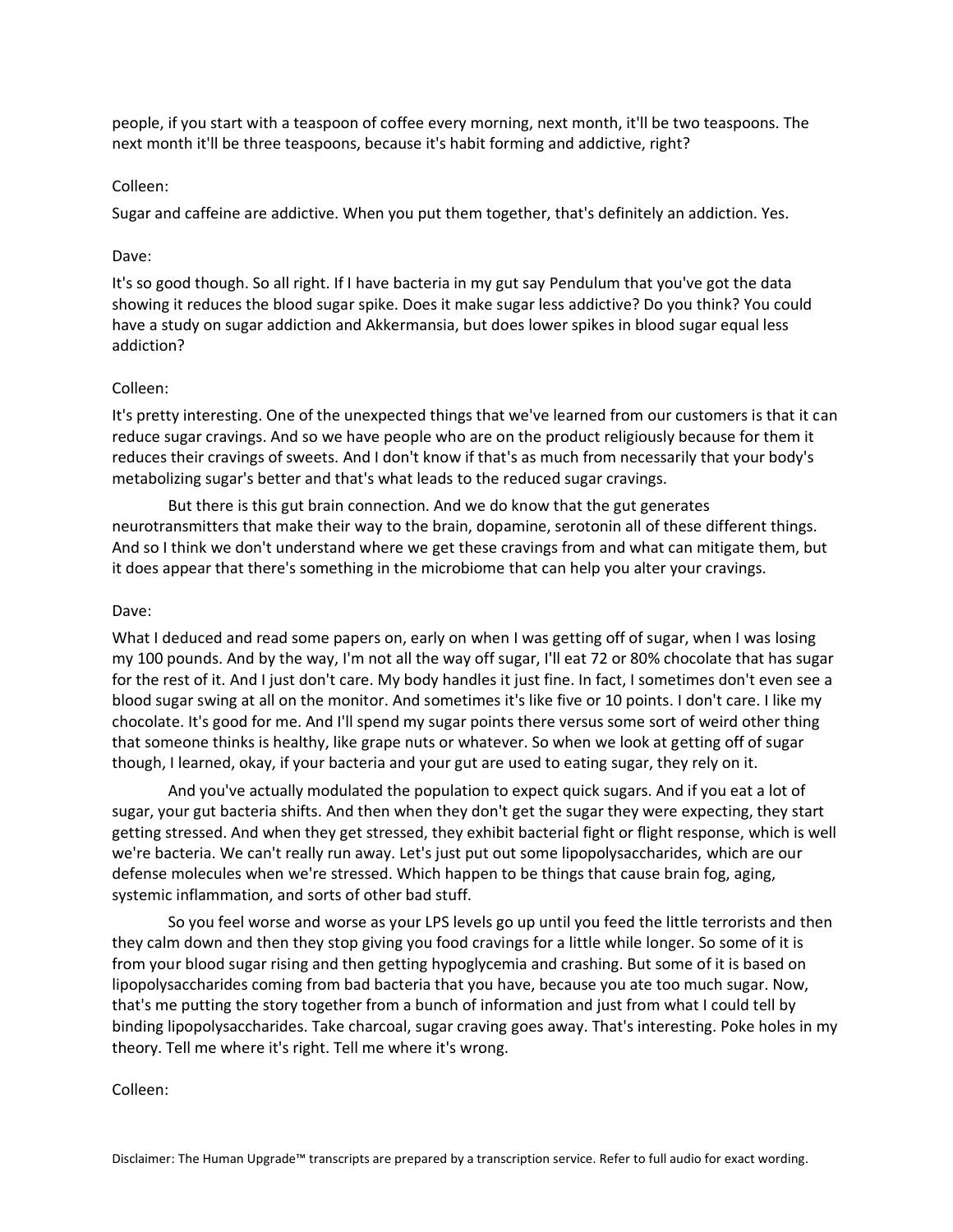people, if you start with a teaspoon of coffee every morning, next month, it'll be two teaspoons. The next month it'll be three teaspoons, because it's habit forming and addictive, right?

Colleen:

Sugar and caffeine are addictive. When you put them together, that's definitely an addiction. Yes.

Dave:

It's so good though. So all right. If I have bacteria in my gut say Pendulum that you've got the data showing it reduces the blood sugar spike. Does it make sugar less addictive? Do you think? You could have a study on sugar addiction and Akkermansia, but does lower spikes in blood sugar equal less addiction?

Colleen:

It's pretty interesting. One of the unexpected things that we've learned from our customers is that it can reduce sugar cravings. And so we have people who are on the product religiously because for them it reduces their cravings of sweets. And I don't know if that's as much from necessarily that your body's metabolizing sugar's better and that's what leads to the reduced sugar cravings.

But there is this gut brain connection. And we do know that the gut generates neurotransmitters that make their way to the brain, dopamine, serotonin all of these different things. And so I think we don't understand where we get these cravings from and what can mitigate them, but it does appear that there's something in the microbiome that can help you alter your cravings.

Dave:

What I deduced and read some papers on, early on when I was getting off of sugar, when I was losing my 100 pounds. And by the way, I'm not all the way off sugar, I'll eat 72 or 80% chocolate that has sugar for the rest of it. And I just don't care. My body handles it just fine. In fact, I sometimes don't even see a blood sugar swing at all on the monitor. And sometimes it's like five or 10 points. I don't care. I like my chocolate. It's good for me. And I'll spend my sugar points there versus some sort of weird other thing that someone thinks is healthy, like grape nuts or whatever. So when we look at getting off of sugar though, I learned, okay, if your bacteria and your gut are used to eating sugar, they rely on it.

And you've actually modulated the population to expect quick sugars. And if you eat a lot of sugar, your gut bacteria shifts. And then when they don't get the sugar they were expecting, they start getting stressed. And when they get stressed, they exhibit bacterial fight or flight response, which is well we're bacteria. We can't really run away. Let's just put out some lipopolysaccharides, which are our defense molecules when we're stressed. Which happen to be things that cause brain fog, aging, systemic inflammation, and sorts of other bad stuff.

So you feel worse and worse as your LPS levels go up until you feed the little terrorists and then they calm down and then they stop giving you food cravings for a little while longer. So some of it is from your blood sugar rising and then getting hypoglycemia and crashing. But some of it is based on lipopolysaccharides coming from bad bacteria that you have, because you ate too much sugar. Now, that's me putting the story together from a bunch of information and just from what I could tell by binding lipopolysaccharides. Take charcoal, sugar craving goes away. That's interesting. Poke holes in my theory. Tell me where it's right. Tell me where it's wrong.

Colleen: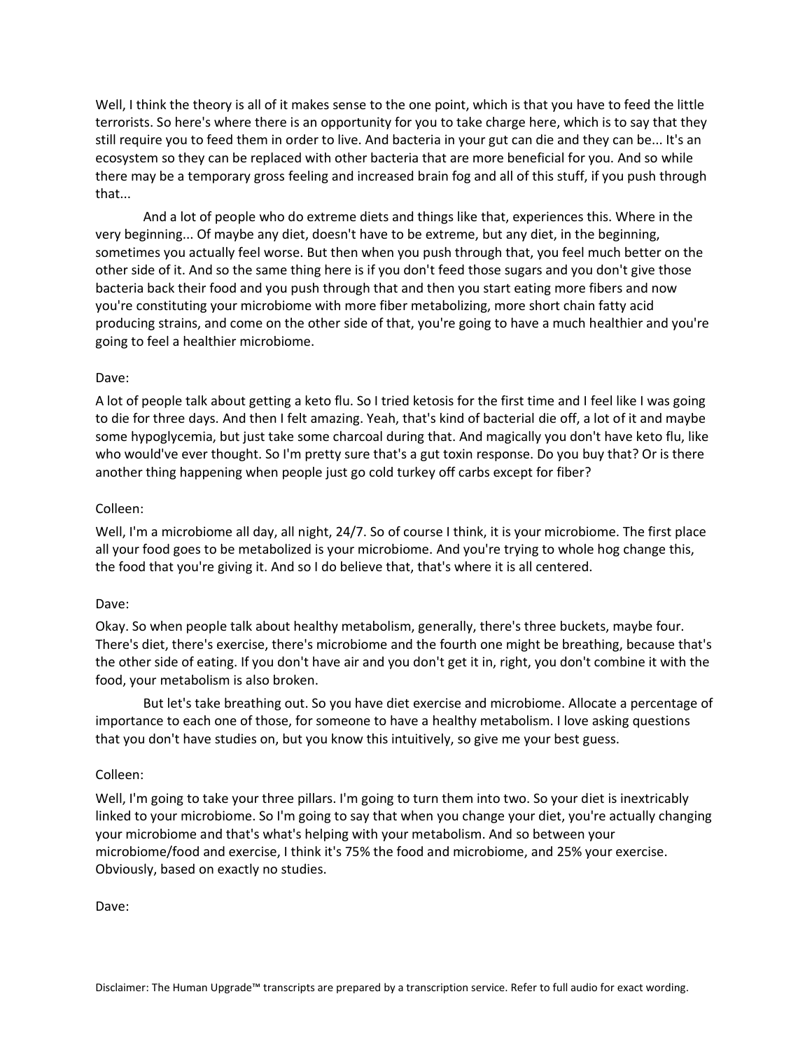Well, I think the theory is all of it makes sense to the one point, which is that you have to feed the little terrorists. So here's where there is an opportunity for you to take charge here, which is to say that they still require you to feed them in order to live. And bacteria in your gut can die and they can be... It's an ecosystem so they can be replaced with other bacteria that are more beneficial for you. And so while there may be a temporary gross feeling and increased brain fog and all of this stuff, if you push through that...

And a lot of people who do extreme diets and things like that, experiences this. Where in the very beginning... Of maybe any diet, doesn't have to be extreme, but any diet, in the beginning, sometimes you actually feel worse. But then when you push through that, you feel much better on the other side of it. And so the same thing here is if you don't feed those sugars and you don't give those bacteria back their food and you push through that and then you start eating more fibers and now you're constituting your microbiome with more fiber metabolizing, more short chain fatty acid producing strains, and come on the other side of that, you're going to have a much healthier and you're going to feel a healthier microbiome.

Dave:

A lot of people talk about getting a keto flu. So I tried ketosis for the first time and I feel like I was going to die for three days. And then I felt amazing. Yeah, that's kind of bacterial die off, a lot of it and maybe some hypoglycemia, but just take some charcoal during that. And magically you don't have keto flu, like who would've ever thought. So I'm pretty sure that's a gut toxin response. Do you buy that? Or is there another thing happening when people just go cold turkey off carbs except for fiber?

Colleen:

Well, I'm a microbiome all day, all night, 24/7. So of course I think, it is your microbiome. The first place all your food goes to be metabolized is your microbiome. And you're trying to whole hog change this, the food that you're giving it. And so I do believe that, that's where it is all centered.

Dave:

Okay. So when people talk about healthy metabolism, generally, there's three buckets, maybe four. There's diet, there's exercise, there's microbiome and the fourth one might be breathing, because that's the other side of eating. If you don't have air and you don't get it in, right, you don't combine it with the food, your metabolism is also broken.

But let's take breathing out. So you have diet exercise and microbiome. Allocate a percentage of importance to each one of those, for someone to have a healthy metabolism. I love asking questions that you don't have studies on, but you know this intuitively, so give me your best guess.

Colleen:

Well, I'm going to take your three pillars. I'm going to turn them into two. So your diet is inextricably linked to your microbiome. So I'm going to say that when you change your diet, you're actually changing your microbiome and that's what's helping with your metabolism. And so between your microbiome/food and exercise, I think it's 75% the food and microbiome, and 25% your exercise. Obviously, based on exactly no studies.

Dave: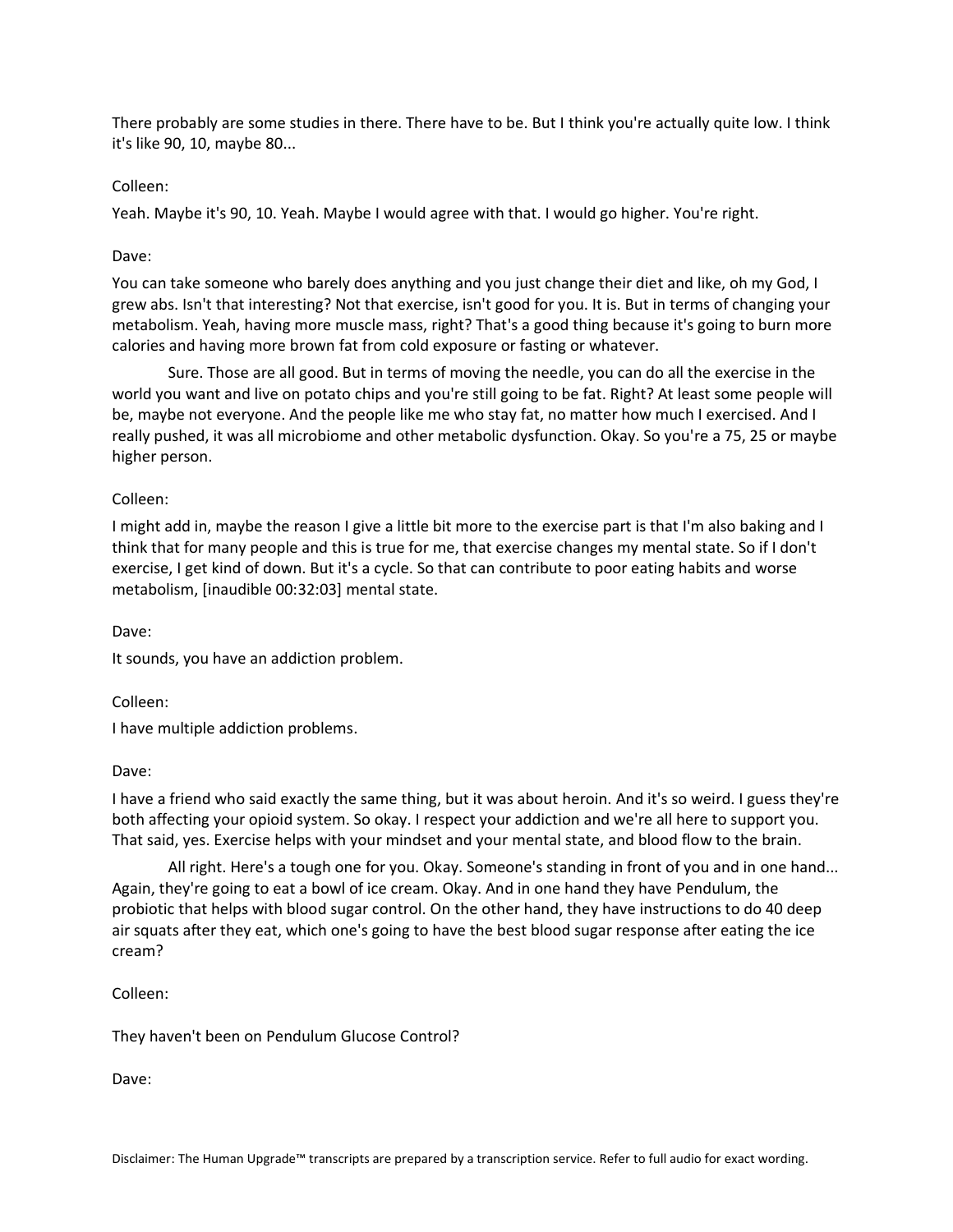There probably are some studies in there. There have to be. But I think you're actually quite low. I think it's like 90, 10, maybe 80...

Colleen:

Yeah. Maybe it's 90, 10. Yeah. Maybe I would agree with that. I would go higher. You're right.

Dave:

You can take someone who barely does anything and you just change their diet and like, oh my God, I grew abs. Isn't that interesting? Not that exercise, isn't good for you. It is. But in terms of changing your metabolism. Yeah, having more muscle mass, right? That's a good thing because it's going to burn more calories and having more brown fat from cold exposure or fasting or whatever.

Sure. Those are all good. But in terms of moving the needle, you can do all the exercise in the world you want and live on potato chips and you're still going to be fat. Right? At least some people will be, maybe not everyone. And the people like me who stay fat, no matter how much I exercised. And I really pushed, it was all microbiome and other metabolic dysfunction. Okay. So you're a 75, 25 or maybe higher person.

Colleen:

I might add in, maybe the reason I give a little bit more to the exercise part is that I'm also baking and I think that for many people and this is true for me, that exercise changes my mental state. So if I don't exercise, I get kind of down. But it's a cycle. So that can contribute to poor eating habits and worse metabolism, [inaudible 00:32:03] mental state.

Dave:

It sounds, you have an addiction problem.

Colleen:

I have multiple addiction problems.

Dave:

I have a friend who said exactly the same thing, but it was about heroin. And it's so weird. I guess they're both affecting your opioid system. So okay. I respect your addiction and we're all here to support you. That said, yes. Exercise helps with your mindset and your mental state, and blood flow to the brain.

All right. Here's a tough one for you. Okay. Someone's standing in front of you and in one hand... Again, they're going to eat a bowl of ice cream. Okay. And in one hand they have Pendulum, the probiotic that helps with blood sugar control. On the other hand, they have instructions to do 40 deep air squats after they eat, which one's going to have the best blood sugar response after eating the ice cream?

Colleen:

They haven't been on Pendulum Glucose Control?

Dave: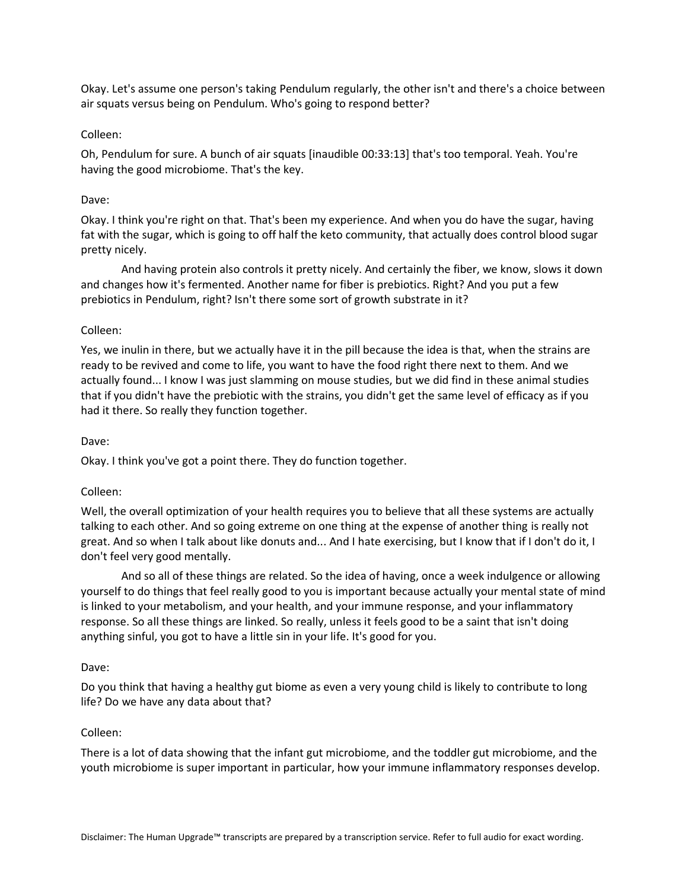Okay. Let's assume one person's taking Pendulum regularly, the other isn't and there's a choice between air squats versus being on Pendulum. Who's going to respond better?

Colleen:

Oh, Pendulum for sure. A bunch of air squats [inaudible 00:33:13] that's too temporal. Yeah. You're having the good microbiome. That's the key.

Dave:

Okay. I think you're right on that. That's been my experience. And when you do have the sugar, having fat with the sugar, which is going to off half the keto community, that actually does control blood sugar pretty nicely.

And having protein also controls it pretty nicely. And certainly the fiber, we know, slows it down and changes how it's fermented. Another name for fiber is prebiotics. Right? And you put a few prebiotics in Pendulum, right? Isn't there some sort of growth substrate in it?

Colleen:

Yes, we inulin in there, but we actually have it in the pill because the idea is that, when the strains are ready to be revived and come to life, you want to have the food right there next to them. And we actually found... I know I was just slamming on mouse studies, but we did find in these animal studies that if you didn't have the prebiotic with the strains, you didn't get the same level of efficacy as if you had it there. So really they function together.

Dave:

Okay. I think you've got a point there. They do function together.

Colleen:

Well, the overall optimization of your health requires you to believe that all these systems are actually talking to each other. And so going extreme on one thing at the expense of another thing is really not great. And so when I talk about like donuts and... And I hate exercising, but I know that if I don't do it, I don't feel very good mentally.

And so all of these things are related. So the idea of having, once a week indulgence or allowing yourself to do things that feel really good to you is important because actually your mental state of mind is linked to your metabolism, and your health, and your immune response, and your inflammatory response. So all these things are linked. So really, unless it feels good to be a saint that isn't doing anything sinful, you got to have a little sin in your life. It's good for you.

Dave:

Do you think that having a healthy gut biome as even a very young child is likely to contribute to long life? Do we have any data about that?

Colleen:

There is a lot of data showing that the infant gut microbiome, and the toddler gut microbiome, and the youth microbiome is super important in particular, how your immune inflammatory responses develop.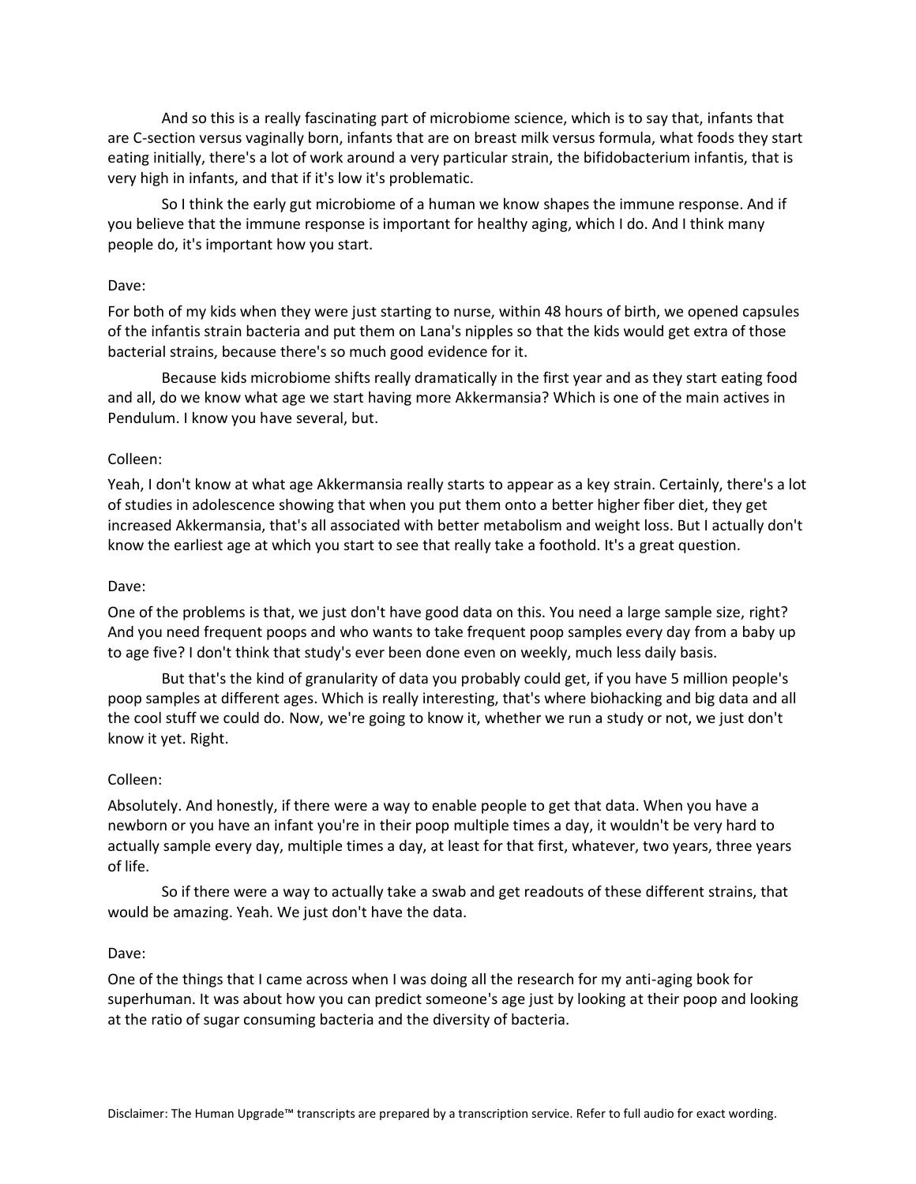And so this is a really fascinating part of microbiome science, which is to say that, infants that are C-section versus vaginally born, infants that are on breast milk versus formula, what foods they start eating initially, there's a lot of work around a very particular strain, the bifidobacterium infantis, that is very high in infants, and that if it's low it's problematic.

So I think the early gut microbiome of a human we know shapes the immune response. And if you believe that the immune response is important for healthy aging, which I do. And I think many people do, it's important how you start.

Dave:

For both of my kids when they were just starting to nurse, within 48 hours of birth, we opened capsules of the infantis strain bacteria and put them on Lana's nipples so that the kids would get extra of those bacterial strains, because there's so much good evidence for it.

Because kids microbiome shifts really dramatically in the first year and as they start eating food and all, do we know what age we start having more Akkermansia? Which is one of the main actives in Pendulum. I know you have several, but.

Colleen:

Yeah, I don't know at what age Akkermansia really starts to appear as a key strain. Certainly, there's a lot of studies in adolescence showing that when you put them onto a better higher fiber diet, they get increased Akkermansia, that's all associated with better metabolism and weight loss. But I actually don't know the earliest age at which you start to see that really take a foothold. It's a great question.

Dave:

One of the problems is that, we just don't have good data on this. You need a large sample size, right? And you need frequent poops and who wants to take frequent poop samples every day from a baby up to age five? I don't think that study's ever been done even on weekly, much less daily basis.

But that's the kind of granularity of data you probably could get, if you have 5 million people's poop samples at different ages. Which is really interesting, that's where biohacking and big data and all the cool stuff we could do. Now, we're going to know it, whether we run a study or not, we just don't know it yet. Right.

Colleen:

Absolutely. And honestly, if there were a way to enable people to get that data. When you have a newborn or you have an infant you're in their poop multiple times a day, it wouldn't be very hard to actually sample every day, multiple times a day, at least for that first, whatever, two years, three years of life.

So if there were a way to actually take a swab and get readouts of these different strains, that would be amazing. Yeah. We just don't have the data.

Dave:

One of the things that I came across when I was doing all the research for my anti-aging book for superhuman. It was about how you can predict someone's age just by looking at their poop and looking at the ratio of sugar consuming bacteria and the diversity of bacteria.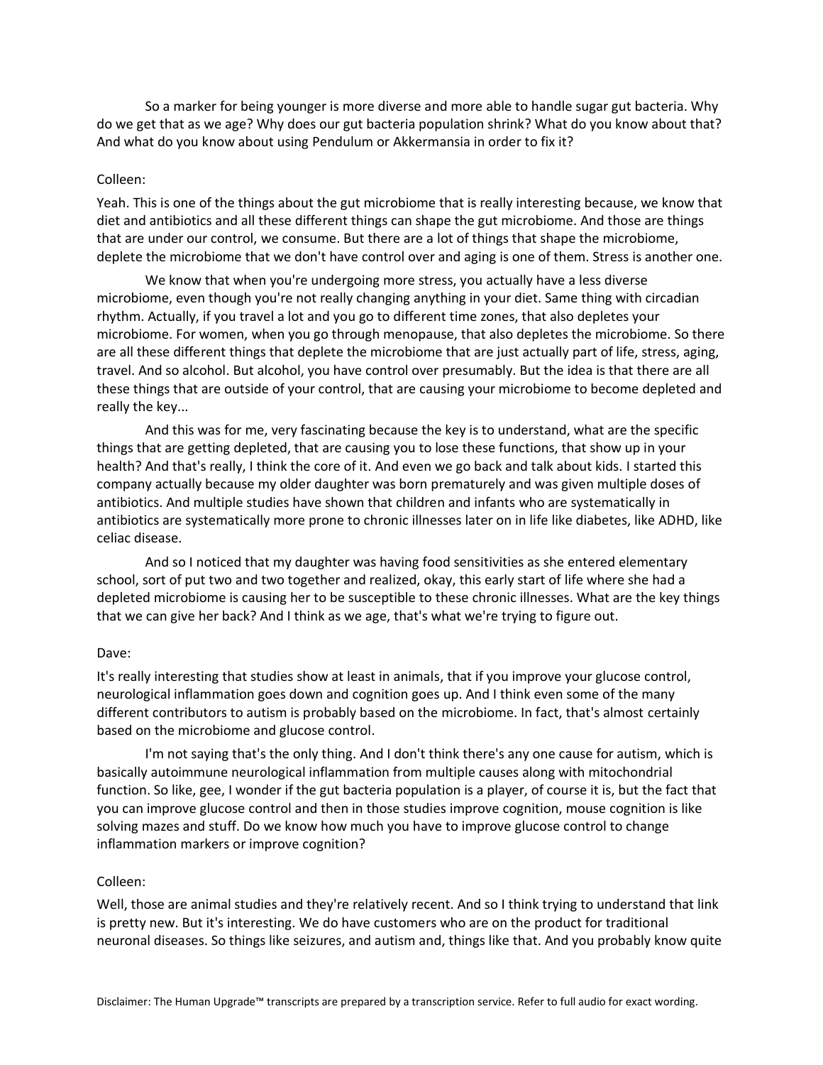So a marker for being younger is more diverse and more able to handle sugar gut bacteria. Why do we get that as we age? Why does our gut bacteria population shrink? What do you know about that? And what do you know about using Pendulum or Akkermansia in order to fix it?

Colleen:

Yeah. This is one of the things about the gut microbiome that is really interesting because, we know that diet and antibiotics and all these different things can shape the gut microbiome. And those are things that are under our control, we consume. But there are a lot of things that shape the microbiome, deplete the microbiome that we don't have control over and aging is one of them. Stress is another one.

We know that when you're undergoing more stress, you actually have a less diverse microbiome, even though you're not really changing anything in your diet. Same thing with circadian rhythm. Actually, if you travel a lot and you go to different time zones, that also depletes your microbiome. For women, when you go through menopause, that also depletes the microbiome. So there are all these different things that deplete the microbiome that are just actually part of life, stress, aging, travel. And so alcohol. But alcohol, you have control over presumably. But the idea is that there are all these things that are outside of your control, that are causing your microbiome to become depleted and really the key...

And this was for me, very fascinating because the key is to understand, what are the specific things that are getting depleted, that are causing you to lose these functions, that show up in your health? And that's really, I think the core of it. And even we go back and talk about kids. I started this company actually because my older daughter was born prematurely and was given multiple doses of antibiotics. And multiple studies have shown that children and infants who are systematically in antibiotics are systematically more prone to chronic illnesses later on in life like diabetes, like ADHD, like celiac disease.

And so I noticed that my daughter was having food sensitivities as she entered elementary school, sort of put two and two together and realized, okay, this early start of life where she had a depleted microbiome is causing her to be susceptible to these chronic illnesses. What are the key things that we can give her back? And I think as we age, that's what we're trying to figure out.

Dave:

It's really interesting that studies show at least in animals, that if you improve your glucose control, neurological inflammation goes down and cognition goes up. And I think even some of the many different contributors to autism is probably based on the microbiome. In fact, that's almost certainly based on the microbiome and glucose control.

I'm not saying that's the only thing. And I don't think there's any one cause for autism, which is basically autoimmune neurological inflammation from multiple causes along with mitochondrial function. So like, gee, I wonder if the gut bacteria population is a player, of course it is, but the fact that you can improve glucose control and then in those studies improve cognition, mouse cognition is like solving mazes and stuff. Do we know how much you have to improve glucose control to change inflammation markers or improve cognition?

Colleen:

Well, those are animal studies and they're relatively recent. And so I think trying to understand that link is pretty new. But it's interesting. We do have customers who are on the product for traditional neuronal diseases. So things like seizures, and autism and, things like that. And you probably know quite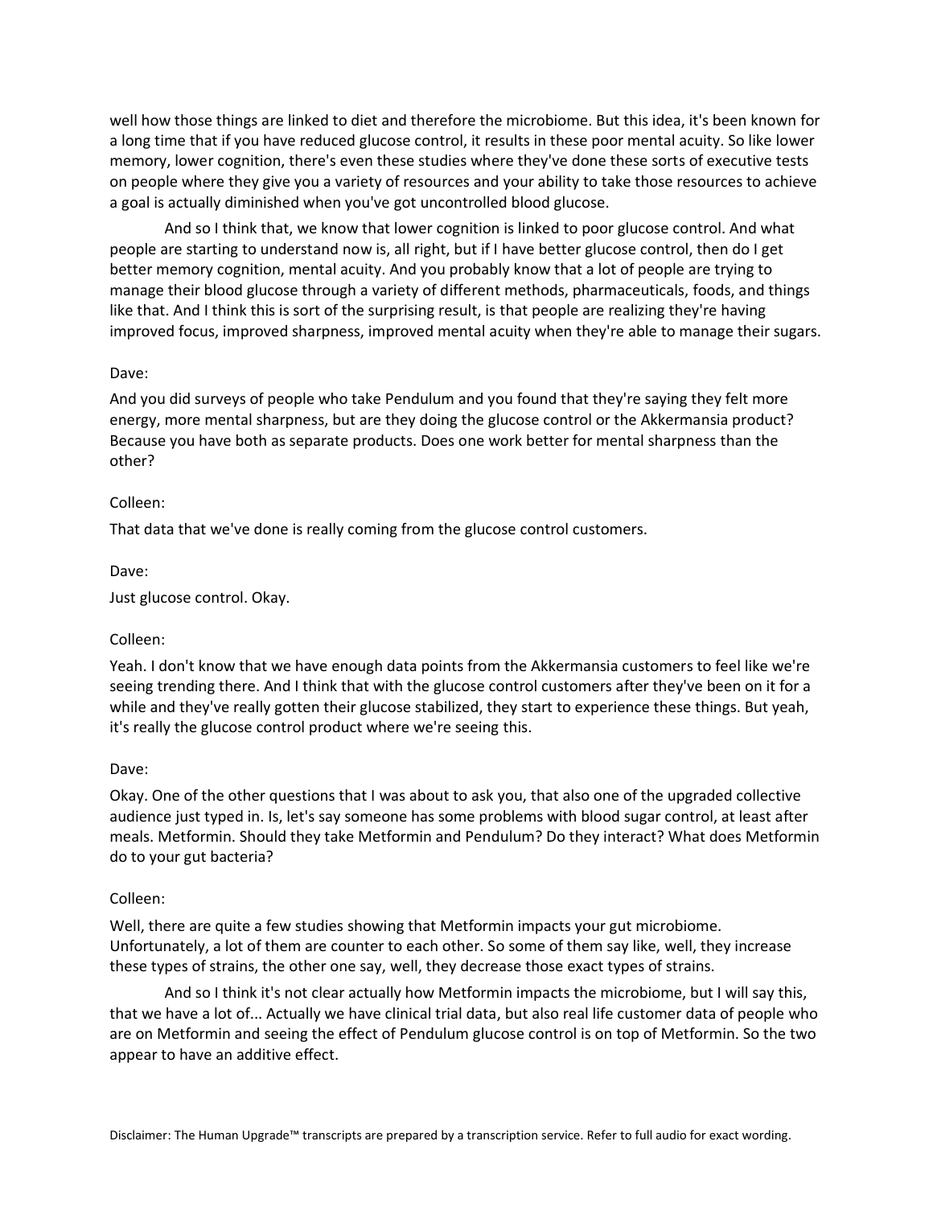well how those things are linked to diet and therefore the microbiome. But this idea, it's been known for a long time that if you have reduced glucose control, it results in these poor mental acuity. So like lower memory, lower cognition, there's even these studies where they've done these sorts of executive tests on people where they give you a variety of resources and your ability to take those resources to achieve a goal is actually diminished when you've got uncontrolled blood glucose.

And so I think that, we know that lower cognition is linked to poor glucose control. And what people are starting to understand now is, all right, but if I have better glucose control, then do I get better memory cognition, mental acuity. And you probably know that a lot of people are trying to manage their blood glucose through a variety of different methods, pharmaceuticals, foods, and things like that. And I think this is sort of the surprising result, is that people are realizing they're having improved focus, improved sharpness, improved mental acuity when they're able to manage their sugars.

Dave:

And you did surveys of people who take Pendulum and you found that they're saying they felt more energy, more mental sharpness, but are they doing the glucose control or the Akkermansia product? Because you have both as separate products. Does one work better for mental sharpness than the other?

Colleen:

That data that we've done is really coming from the glucose control customers.

Dave:

Just glucose control. Okay.

Colleen:

Yeah. I don't know that we have enough data points from the Akkermansia customers to feel like we're seeing trending there. And I think that with the glucose control customers after they've been on it for a while and they've really gotten their glucose stabilized, they start to experience these things. But yeah, it's really the glucose control product where we're seeing this.

Dave:

Okay. One of the other questions that I was about to ask you, that also one of the upgraded collective audience just typed in. Is, let's say someone has some problems with blood sugar control, at least after meals. Metformin. Should they take Metformin and Pendulum? Do they interact? What does Metformin do to your gut bacteria?

Colleen:

Well, there are quite a few studies showing that Metformin impacts your gut microbiome. Unfortunately, a lot of them are counter to each other. So some of them say like, well, they increase these types of strains, the other one say, well, they decrease those exact types of strains.

And so I think it's not clear actually how Metformin impacts the microbiome, but I will say this, that we have a lot of... Actually we have clinical trial data, but also real life customer data of people who are on Metformin and seeing the effect of Pendulum glucose control is on top of Metformin. So the two appear to have an additive effect.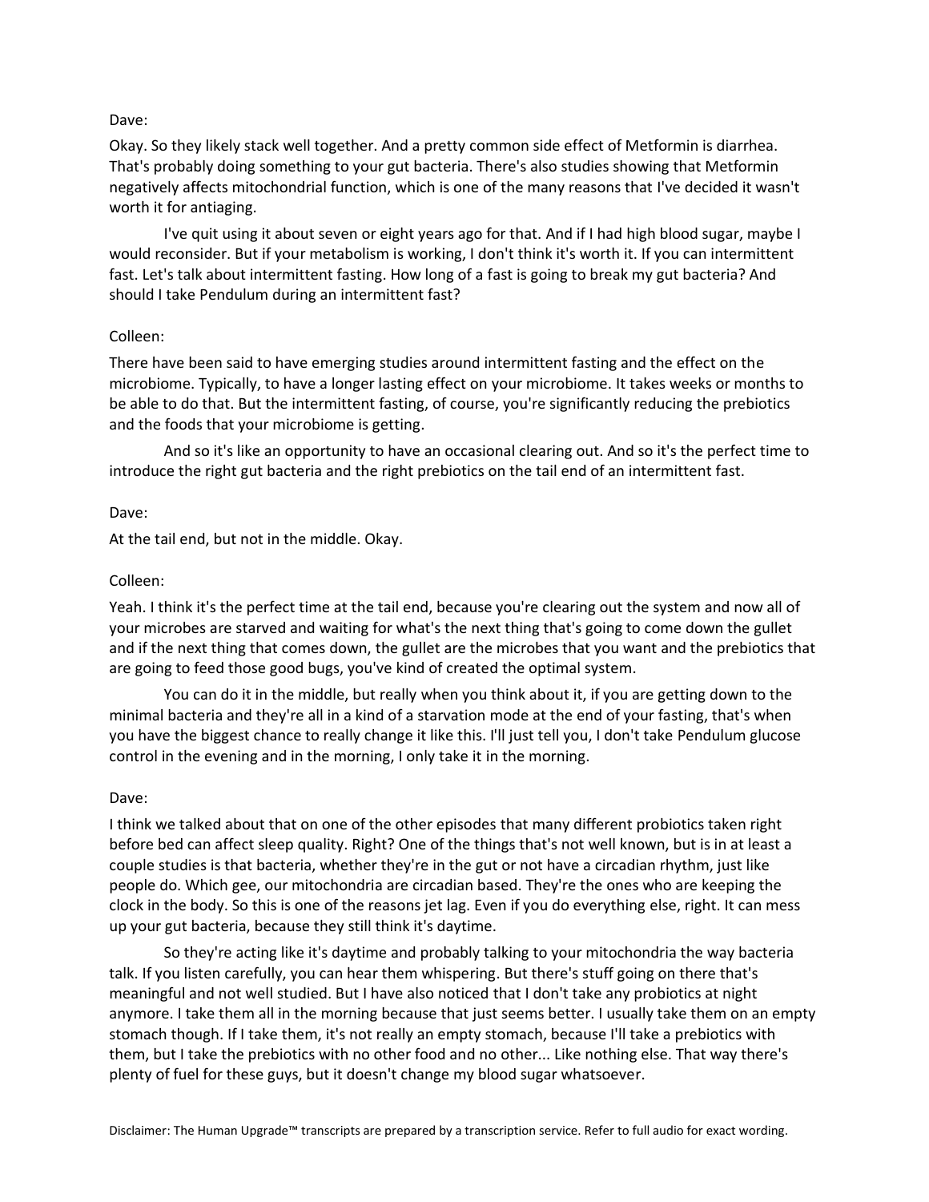Dave:

Okay. So they likely stack well together. And a pretty common side effect of Metformin is diarrhea. That's probably doing something to your gut bacteria. There's also studies showing that Metformin negatively affects mitochondrial function, which is one of the many reasons that I've decided it wasn't worth it for antiaging.

I've quit using it about seven or eight years ago for that. And if I had high blood sugar, maybe I would reconsider. But if your metabolism is working, I don't think it's worth it. If you can intermittent fast. Let's talk about intermittent fasting. How long of a fast is going to break my gut bacteria? And should I take Pendulum during an intermittent fast?

Colleen:

There have been said to have emerging studies around intermittent fasting and the effect on the microbiome. Typically, to have a longer lasting effect on your microbiome. It takes weeks or months to be able to do that. But the intermittent fasting, of course, you're significantly reducing the prebiotics and the foods that your microbiome is getting.

And so it's like an opportunity to have an occasional clearing out. And so it's the perfect time to introduce the right gut bacteria and the right prebiotics on the tail end of an intermittent fast.

Dave:

At the tail end, but not in the middle. Okay.

Colleen:

Yeah. I think it's the perfect time at the tail end, because you're clearing out the system and now all of your microbes are starved and waiting for what's the next thing that's going to come down the gullet and if the next thing that comes down, the gullet are the microbes that you want and the prebiotics that are going to feed those good bugs, you've kind of created the optimal system.

You can do it in the middle, but really when you think about it, if you are getting down to the minimal bacteria and they're all in a kind of a starvation mode at the end of your fasting, that's when you have the biggest chance to really change it like this. I'll just tell you, I don't take Pendulum glucose control in the evening and in the morning, I only take it in the morning.

Dave:

I think we talked about that on one of the other episodes that many different probiotics taken right before bed can affect sleep quality. Right? One of the things that's not well known, but is in at least a couple studies is that bacteria, whether they're in the gut or not have a circadian rhythm, just like people do. Which gee, our mitochondria are circadian based. They're the ones who are keeping the clock in the body. So this is one of the reasons jet lag. Even if you do everything else, right. It can mess up your gut bacteria, because they still think it's daytime.

So they're acting like it's daytime and probably talking to your mitochondria the way bacteria talk. If you listen carefully, you can hear them whispering. But there's stuff going on there that's meaningful and not well studied. But I have also noticed that I don't take any probiotics at night anymore. I take them all in the morning because that just seems better. I usually take them on an empty stomach though. If I take them, it's not really an empty stomach, because I'll take a prebiotics with them, but I take the prebiotics with no other food and no other... Like nothing else. That way there's plenty of fuel for these guys, but it doesn't change my blood sugar whatsoever.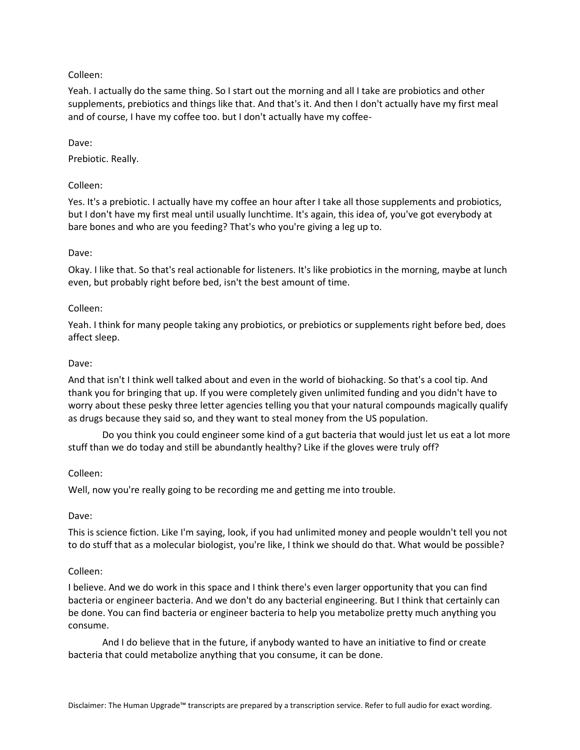Colleen:

Yeah. I actually do the same thing. So I start out the morning and all I take are probiotics and other supplements, prebiotics and things like that. And that's it. And then I don't actually have my first meal and of course, I have my coffee too. but I don't actually have my coffee-

Dave:

Prebiotic. Really.

Colleen:

Yes. It's a prebiotic. I actually have my coffee an hour after I take all those supplements and probiotics, but I don't have my first meal until usually lunchtime. It's again, this idea of, you've got everybody at bare bones and who are you feeding? That's who you're giving a leg up to.

Dave:

Okay. I like that. So that's real actionable for listeners. It's like probiotics in the morning, maybe at lunch even, but probably right before bed, isn't the best amount of time.

Colleen:

Yeah. I think for many people taking any probiotics, or prebiotics or supplements right before bed, does affect sleep.

Dave:

And that isn't I think well talked about and even in the world of biohacking. So that's a cool tip. And thank you for bringing that up. If you were completely given unlimited funding and you didn't have to worry about these pesky three letter agencies telling you that your natural compounds magically qualify as drugs because they said so, and they want to steal money from the US population.

Do you think you could engineer some kind of a gut bacteria that would just let us eat a lot more stuff than we do today and still be abundantly healthy? Like if the gloves were truly off?

Colleen:

Well, now you're really going to be recording me and getting me into trouble.

Dave:

This is science fiction. Like I'm saying, look, if you had unlimited money and people wouldn't tell you not to do stuff that as a molecular biologist, you're like, I think we should do that. What would be possible?

Colleen:

I believe. And we do work in this space and I think there's even larger opportunity that you can find bacteria or engineer bacteria. And we don't do any bacterial engineering. But I think that certainly can be done. You can find bacteria or engineer bacteria to help you metabolize pretty much anything you consume.

And I do believe that in the future, if anybody wanted to have an initiative to find or create bacteria that could metabolize anything that you consume, it can be done.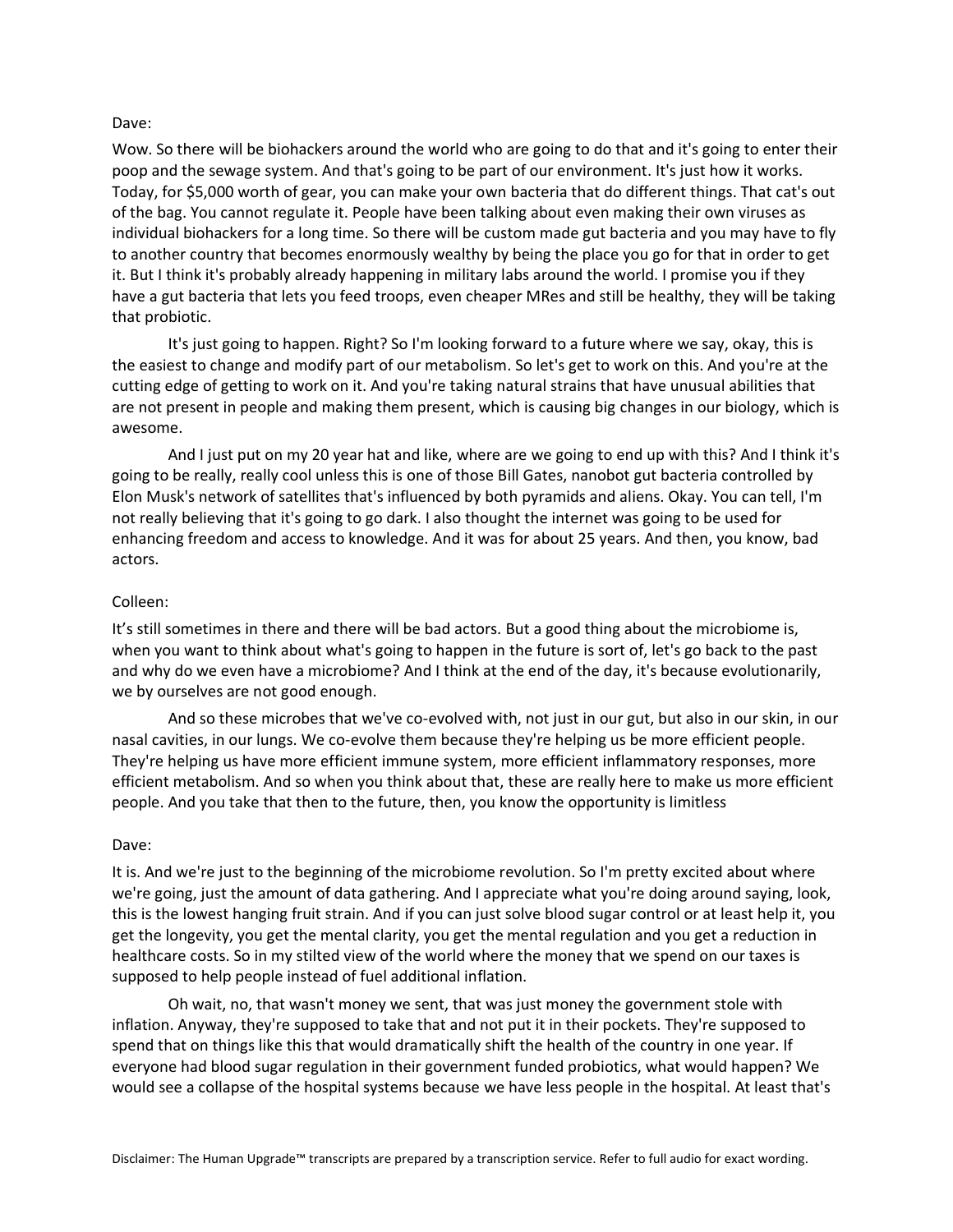Dave:

Wow. So there will be biohackers around the world who are going to do that and it's going to enter their poop and the sewage system. And that's going to be part of our environment. It's just how it works. Today, for $5,000 worth of gear, you can make your own bacteria that do different things. That cat's out of the bag. You cannot regulate it. People have been talking about even making their own viruses as individual biohackers for a long time. So there will be custom made gut bacteria and you may have to fly to another country that becomes enormously wealthy by being the place you go for that in order to get it. But I think it's probably already happening in military labs around the world. I promise you if they have a gut bacteria that lets you feed troops, even cheaper MRes and still be healthy, they will be taking that probiotic.

It's just going to happen. Right? So I'm looking forward to a future where we say, okay, this is the easiest to change and modify part of our metabolism. So let's get to work on this. And you're at the cutting edge of getting to work on it. And you're taking natural strains that have unusual abilities that are not present in people and making them present, which is causing big changes in our biology, which is awesome.

And I just put on my 20 year hat and like, where are we going to end up with this? And I think it's going to be really, really cool unless this is one of those Bill Gates, nanobot gut bacteria controlled by Elon Musk's network of satellites that's influenced by both pyramids and aliens. Okay. You can tell, I'm not really believing that it's going to go dark. I also thought the internet was going to be used for enhancing freedom and access to knowledge. And it was for about 25 years. And then, you know, bad actors.

Colleen:

It's still sometimes in there and there will be bad actors. But a good thing about the microbiome is, when you want to think about what's going to happen in the future is sort of, let's go back to the past and why do we even have a microbiome? And I think at the end of the day, it's because evolutionarily, we by ourselves are not good enough.

And so these microbes that we've co-evolved with, not just in our gut, but also in our skin, in our nasal cavities, in our lungs. We co-evolve them because they're helping us be more efficient people. They're helping us have more efficient immune system, more efficient inflammatory responses, more efficient metabolism. And so when you think about that, these are really here to make us more efficient people. And you take that then to the future, then, you know the opportunity is limitless

Dave:

It is. And we're just to the beginning of the microbiome revolution. So I'm pretty excited about where we're going, just the amount of data gathering. And I appreciate what you're doing around saying, look, this is the lowest hanging fruit strain. And if you can just solve blood sugar control or at least help it, you get the longevity, you get the mental clarity, you get the mental regulation and you get a reduction in healthcare costs. So in my stilted view of the world where the money that we spend on our taxes is supposed to help people instead of fuel additional inflation.

Oh wait, no, that wasn't money we sent, that was just money the government stole with inflation. Anyway, they're supposed to take that and not put it in their pockets. They're supposed to spend that on things like this that would dramatically shift the health of the country in one year. If everyone had blood sugar regulation in their government funded probiotics, what would happen? We would see a collapse of the hospital systems because we have less people in the hospital. At least that's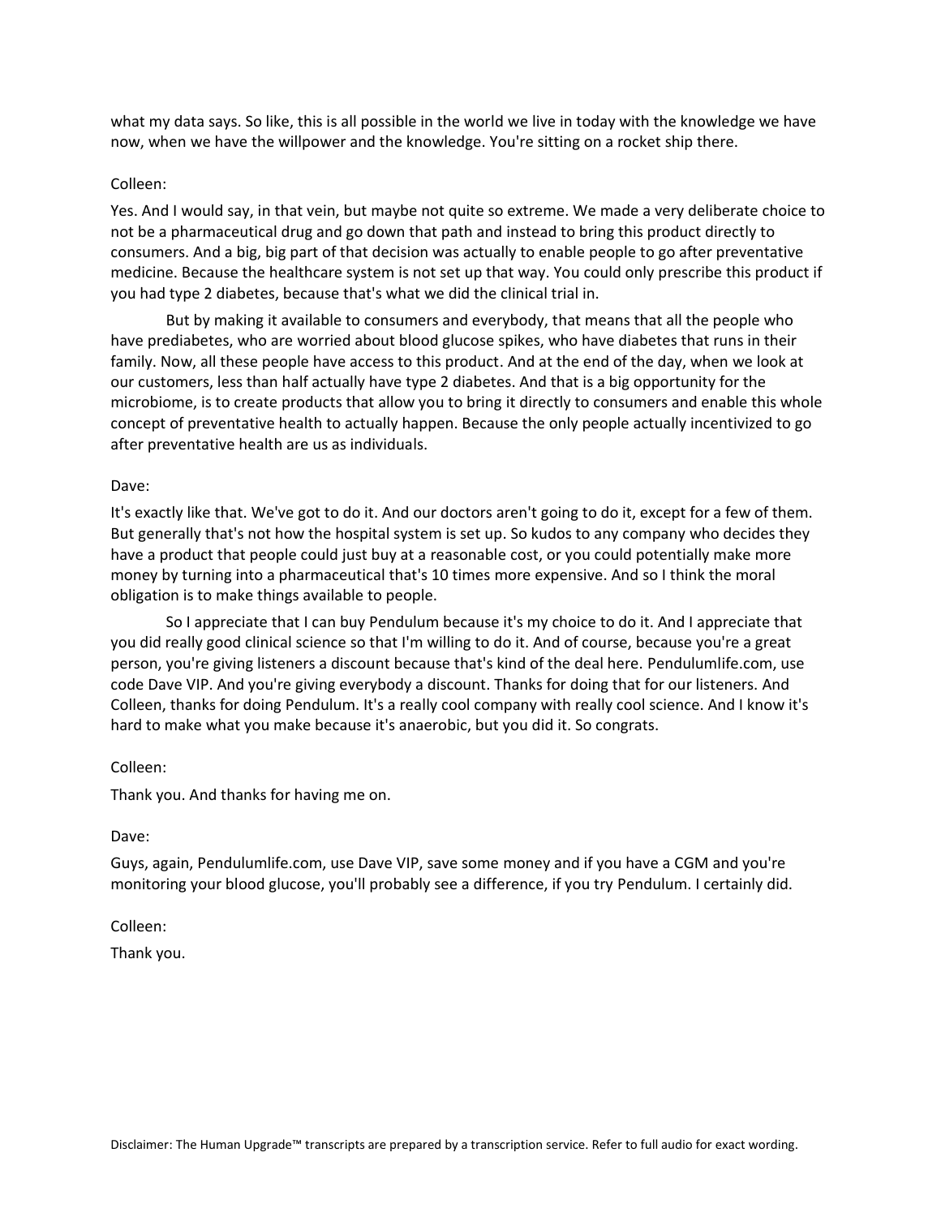what my data says. So like, this is all possible in the world we live in today with the knowledge we have now, when we have the willpower and the knowledge. You're sitting on a rocket ship there.

Colleen:

Yes. And I would say, in that vein, but maybe not quite so extreme. We made a very deliberate choice to not be a pharmaceutical drug and go down that path and instead to bring this product directly to consumers. And a big, big part of that decision was actually to enable people to go after preventative medicine. Because the healthcare system is not set up that way. You could only prescribe this product if you had type 2 diabetes, because that's what we did the clinical trial in.

But by making it available to consumers and everybody, that means that all the people who have prediabetes, who are worried about blood glucose spikes, who have diabetes that runs in their family. Now, all these people have access to this product. And at the end of the day, when we look at our customers, less than half actually have type 2 diabetes. And that is a big opportunity for the microbiome, is to create products that allow you to bring it directly to consumers and enable this whole concept of preventative health to actually happen. Because the only people actually incentivized to go after preventative health are us as individuals.

Dave:

It's exactly like that. We've got to do it. And our doctors aren't going to do it, except for a few of them. But generally that's not how the hospital system is set up. So kudos to any company who decides they have a product that people could just buy at a reasonable cost, or you could potentially make more money by turning into a pharmaceutical that's 10 times more expensive. And so I think the moral obligation is to make things available to people.

So I appreciate that I can buy Pendulum because it's my choice to do it. And I appreciate that you did really good clinical science so that I'm willing to do it. And of course, because you're a great person, you're giving listeners a discount because that's kind of the deal here. Pendulumlife.com, use code Dave VIP. And you're giving everybody a discount. Thanks for doing that for our listeners. And Colleen, thanks for doing Pendulum. It's a really cool company with really cool science. And I know it's hard to make what you make because it's anaerobic, but you did it. So congrats.

Colleen:

Thank you. And thanks for having me on.

Dave:

Guys, again, Pendulumlife.com, use Dave VIP, save some money and if you have a CGM and you're monitoring your blood glucose, you'll probably see a difference, if you try Pendulum. I certainly did.

Colleen:

Thank you.